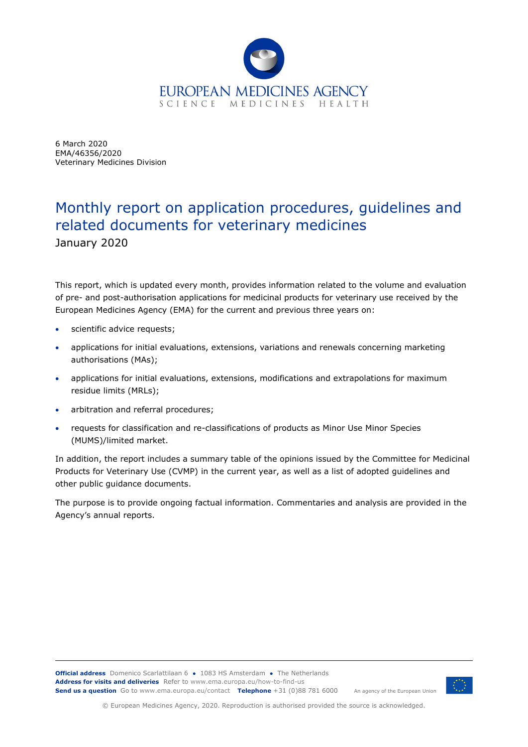EUROPEAN MEDICINES AGENCY
SCIENCE MEDICINES HEALTH

6 March 2020
EMA/46356/2020
Veterinary Medicines Division

# Monthly report on application procedures, guidelines and related documents for veterinary medicines

January 2020

This report, which is updated every month, provides information related to the volume and evaluation of pre- and post-authorisation applications for medicinal products for veterinary use received by the European Medicines Agency (EMA) for the current and previous three years on:

- scientific advice requests;
- applications for initial evaluations, extensions, variations and renewals concerning marketing authorisations (MAs);
- applications for initial evaluations, extensions, modifications and extrapolations for maximum residue limits (MRLs);
- arbitration and referral procedures;
- requests for classification and re-classifications of products as Minor Use Minor Species (MUMS)/limited market.

In addition, the report includes a summary table of the opinions issued by the Committee for Medicinal Products for Veterinary Use (CVMP) in the current year, as well as a list of adopted guidelines and other public guidance documents.

The purpose is to provide ongoing factual information. Commentaries and analysis are provided in the Agency's annual reports.

**Official address** Domenico Scarlattilaan 6 ● 1083 HS Amsterdam ● The Netherlands
**Address for visits and deliveries** Refer to www.ema.europa.eu/how-to-find-us
**Send us a question** Go to www.ema.europa.eu/contact **Telephone** +31 (0)88 781 6000

An agency of the European Union

© European Medicines Agency, 2020. Reproduction is authorised provided the source is acknowledged.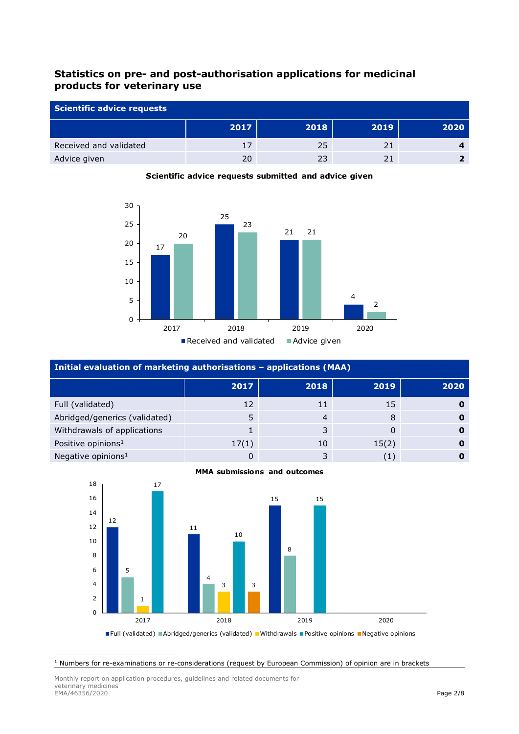## Statistics on pre- and post-authorisation applications for medicinal products for veterinary use

| Scientific advice requests | | | | |
|---|---|---|---|---|
| | 2017 | 2018 | 2019 | 2020 |
| Received and validated | 17 | 25 | 21 | **4** |
| Advice given | 20 | 23 | 21 | **2** |

**Scientific advice requests submitted and advice given**

| Initial evaluation of marketing authorisations – applications (MAA) | | | | |
|---|---|---|---|---|
| | 2017 | 2018 | 2019 | 2020 |
| Full (validated) | 12 | 11 | 15 | **0** |
| Abridged/generics (validated) | 5 | 4 | 8 | **0** |
| Withdrawals of applications | 1 | 3 | 0 | **0** |
| Positive opinions[1] | 17(1) | 10 | 15(2) | **0** |
| Negative opinions[1] | 0 | 3 | (1) | **0** |

**MMA submissions and outcomes**

[1] Numbers for re-examinations or re-considerations (request by European Commission) of opinion are in brackets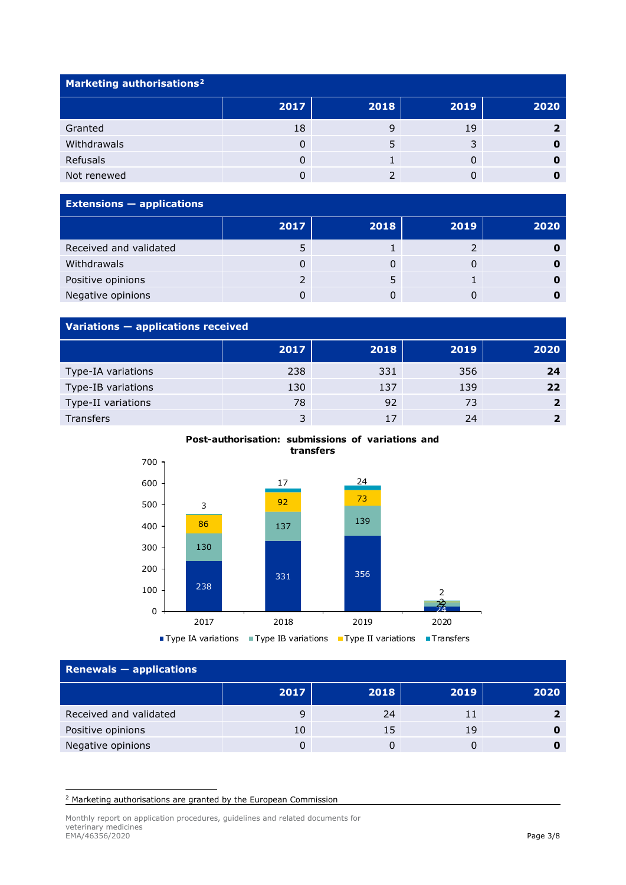| Marketing authorisations[2] | | | | |
|---|---|---|---|---|
| | **2017** | **2018** | **2019** | **2020** |
| Granted | 18 | 9 | 19 | **2** |
| Withdrawals | 0 | 5 | 3 | **0** |
| Refusals | 0 | 1 | 0 | **0** |
| Not renewed | 0 | 2 | 0 | **0** |

| Extensions — applications | | | | |
|---|---|---|---|---|
| | **2017** | **2018** | **2019** | **2020** |
| Received and validated | 5 | 1 | 2 | **0** |
| Withdrawals | 0 | 0 | 0 | **0** |
| Positive opinions | 2 | 5 | 1 | **0** |
| Negative opinions | 0 | 0 | 0 | **0** |

| Variations — applications received | | | | |
|---|---|---|---|---|
| | **2017** | **2018** | **2019** | **2020** |
| Type-IA variations | 238 | 331 | 356 | **24** |
| Type-IB variations | 130 | 137 | 139 | **22** |
| Type-II variations | 78 | 92 | 73 | **2** |
| Transfers | 3 | 17 | 24 | **2** |

**Post-authorisation: submissions of variations and transfers**

| | 2017 | 2018 | 2019 | 2020 |
|---|---|---|---|---|
| Type IA variations | 238 | 331 | 356 | 24 |
| Type IB variations | 130 | 137 | 139 | 22 |
| Type II variations | 86 | 92 | 73 | 2 |
| Transfers | 3 | 17 | 24 | 2 |

| Renewals — applications | | | | |
|---|---|---|---|---|
| | **2017** | **2018** | **2019** | **2020** |
| Received and validated | 9 | 24 | 11 | **2** |
| Positive opinions | 10 | 15 | 19 | **0** |
| Negative opinions | 0 | 0 | 0 | **0** |

[2] Marketing authorisations are granted by the European Commission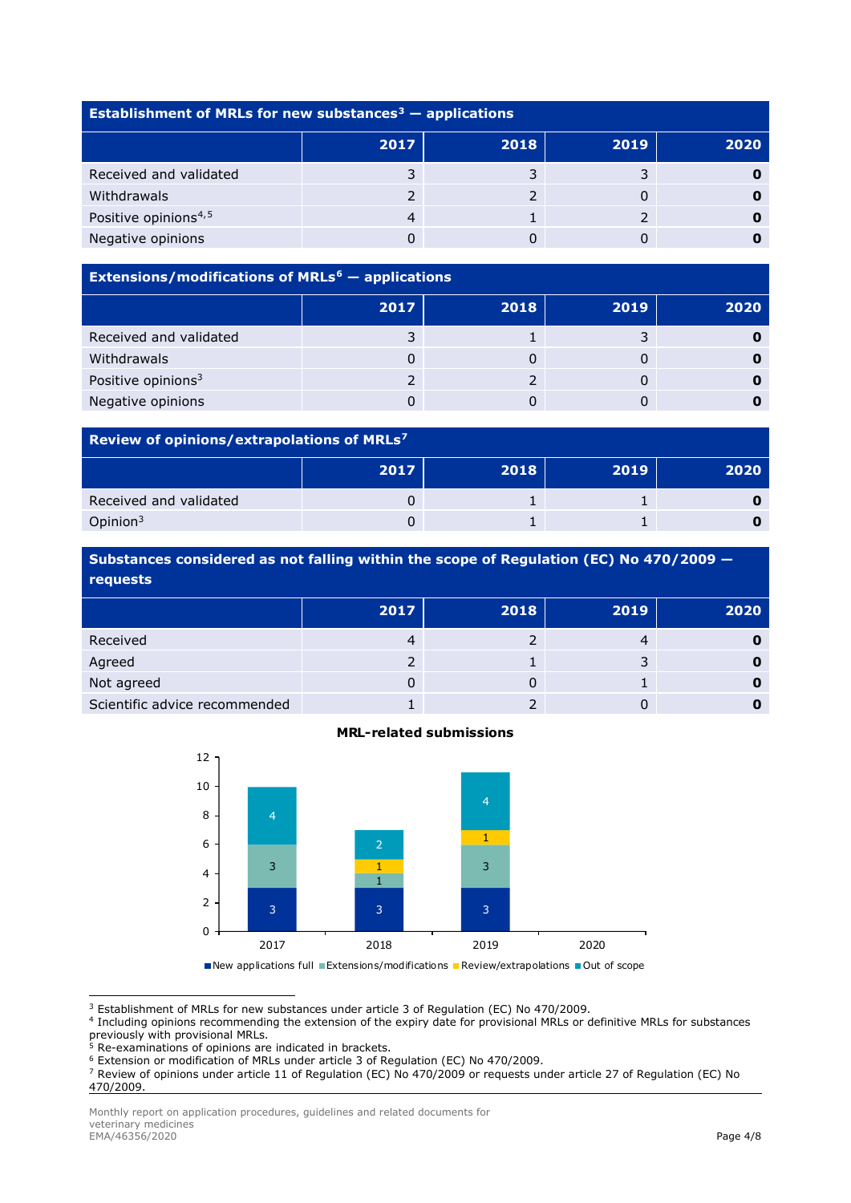| Establishment of MRLs for new substances[3] — applications | | | | |
|---|---|---|---|---|
| | **2017** | **2018** | **2019** | **2020** |
| Received and validated | 3 | 3 | 3 | **0** |
| Withdrawals | 2 | 2 | 0 | **0** |
| Positive opinions[4,5] | 4 | 1 | 2 | **0** |
| Negative opinions | 0 | 0 | 0 | **0** |

| Extensions/modifications of MRLs[6] — applications | | | | |
|---|---|---|---|---|
| | **2017** | **2018** | **2019** | **2020** |
| Received and validated | 3 | 1 | 3 | **0** |
| Withdrawals | 0 | 0 | 0 | **0** |
| Positive opinions[3] | 2 | 2 | 0 | **0** |
| Negative opinions | 0 | 0 | 0 | **0** |

| Review of opinions/extrapolations of MRLs[7] | | | | |
|---|---|---|---|---|
| | **2017** | **2018** | **2019** | **2020** |
| Received and validated | 0 | 1 | 1 | **0** |
| Opinion[3] | 0 | 1 | 1 | **0** |

| Substances considered as not falling within the scope of Regulation (EC) No 470/2009 — requests | | | | |
|---|---|---|---|---|
| | **2017** | **2018** | **2019** | **2020** |
| Received | 4 | 2 | 4 | **0** |
| Agreed | 2 | 1 | 3 | **0** |
| Not agreed | 0 | 0 | 1 | **0** |
| Scientific advice recommended | 1 | 2 | 0 | **0** |

**MRL-related submissions**

| | 2017 | 2018 | 2019 | 2020 |
|---|---|---|---|---|
| New applications full | 3 | 3 | 3 | |
| Extensions/modifications | 3 | 1 | 3 | |
| Review/extrapolations | | 1 | 1 | |
| Out of scope | 4 | 2 | 4 | |

[3] Establishment of MRLs for new substances under article 3 of Regulation (EC) No 470/2009.
[4] Including opinions recommending the extension of the expiry date for provisional MRLs or definitive MRLs for substances previously with provisional MRLs.
[5] Re-examinations of opinions are indicated in brackets.
[6] Extension or modification of MRLs under article 3 of Regulation (EC) No 470/2009.
[7] Review of opinions under article 11 of Regulation (EC) No 470/2009 or requests under article 27 of Regulation (EC) No 470/2009.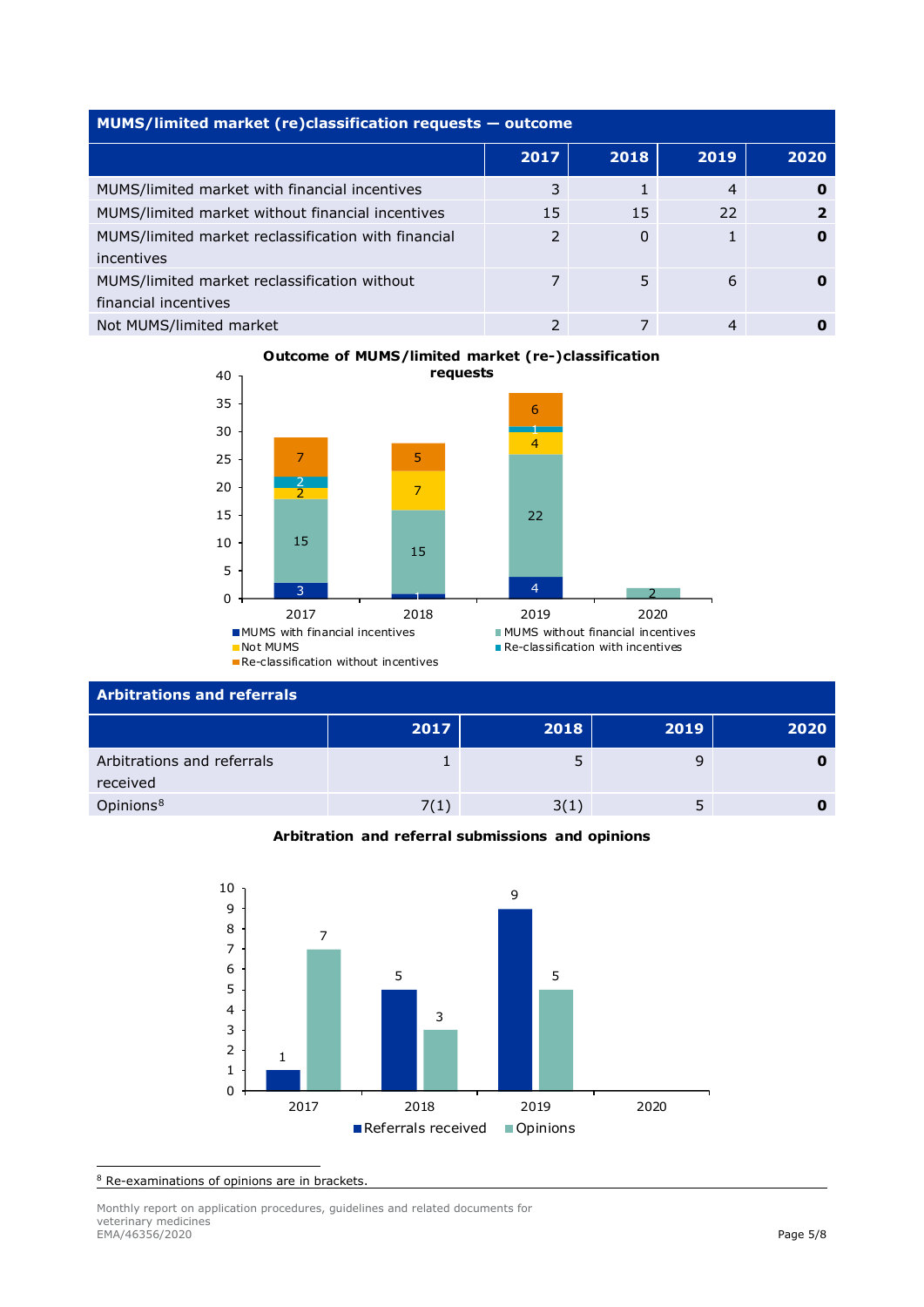## MUMS/limited market (re)classification requests — outcome

| | 2017 | 2018 | 2019 | 2020 |
|---|---|---|---|---|
| MUMS/limited market with financial incentives | 3 | 1 | 4 | **0** |
| MUMS/limited market without financial incentives | 15 | 15 | 22 | **2** |
| MUMS/limited market reclassification with financial incentives | 2 | 0 | 1 | **0** |
| MUMS/limited market reclassification without financial incentives | 7 | 5 | 6 | **0** |
| Not MUMS/limited market | 2 | 7 | 4 | **0** |

**Outcome of MUMS/limited market (re-)classification requests**

| | 2017 | 2018 | 2019 | 2020 |
|---|---|---|---|---|
| MUMS with financial incentives | 3 | 1 | 4 | |
| MUMS without financial incentives | 15 | 15 | 22 | 2 |
| Not MUMS | 2 | 7 | 4 | |
| Re-classification with incentives | 2 | | 1 | |
| Re-classification without incentives | 7 | 5 | 6 | |

## Arbitrations and referrals

| | 2017 | 2018 | 2019 | 2020 |
|---|---|---|---|---|
| Arbitrations and referrals received | 1 | 5 | 9 | **0** |
| Opinions[8] | 7(1) | 3(1) | 5 | **0** |

**Arbitration and referral submissions and opinions**

| | 2017 | 2018 | 2019 | 2020 |
|---|---|---|---|---|
| Referrals received | 1 | 5 | 9 | |
| Opinions | 7 | 3 | 5 | |

[8] Re-examinations of opinions are in brackets.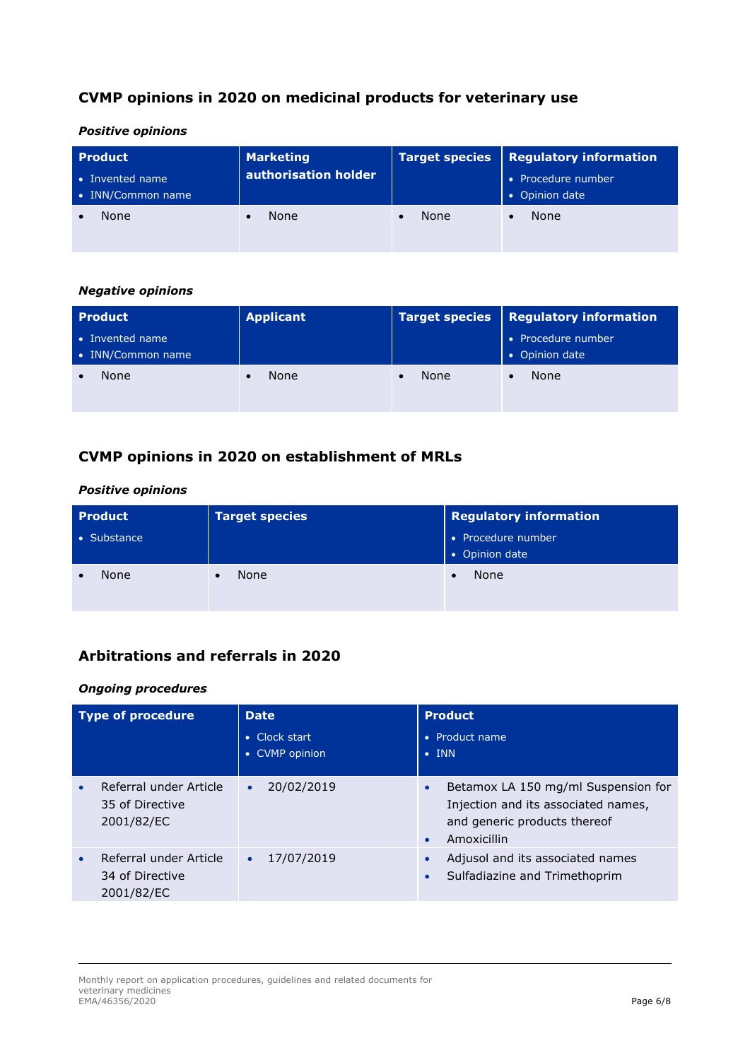## CVMP opinions in 2020 on medicinal products for veterinary use

***Positive opinions***

| **Product**<br>• Invented name<br>• INN/Common name | **Marketing authorisation holder** | **Target species** | **Regulatory information**<br>• Procedure number<br>• Opinion date |
|---|---|---|---|
| • None | • None | • None | • None |

***Negative opinions***

| **Product**<br>• Invented name<br>• INN/Common name | **Applicant** | **Target species** | **Regulatory information**<br>• Procedure number<br>• Opinion date |
|---|---|---|---|
| • None | • None | • None | • None |

## CVMP opinions in 2020 on establishment of MRLs

***Positive opinions***

| **Product**<br>• Substance | **Target species** | **Regulatory information**<br>• Procedure number<br>• Opinion date |
|---|---|---|
| • None | • None | • None |

## Arbitrations and referrals in 2020

***Ongoing procedures***

| **Type of procedure** | **Date**<br>• Clock start<br>• CVMP opinion | **Product**<br>• Product name<br>• INN |
|---|---|---|
| • Referral under Article 35 of Directive 2001/82/EC | • 20/02/2019 | • Betamox LA 150 mg/ml Suspension for Injection and its associated names, and generic products thereof<br>• Amoxicillin |
| • Referral under Article 34 of Directive 2001/82/EC | • 17/07/2019 | • Adjusol and its associated names<br>• Sulfadiazine and Trimethoprim |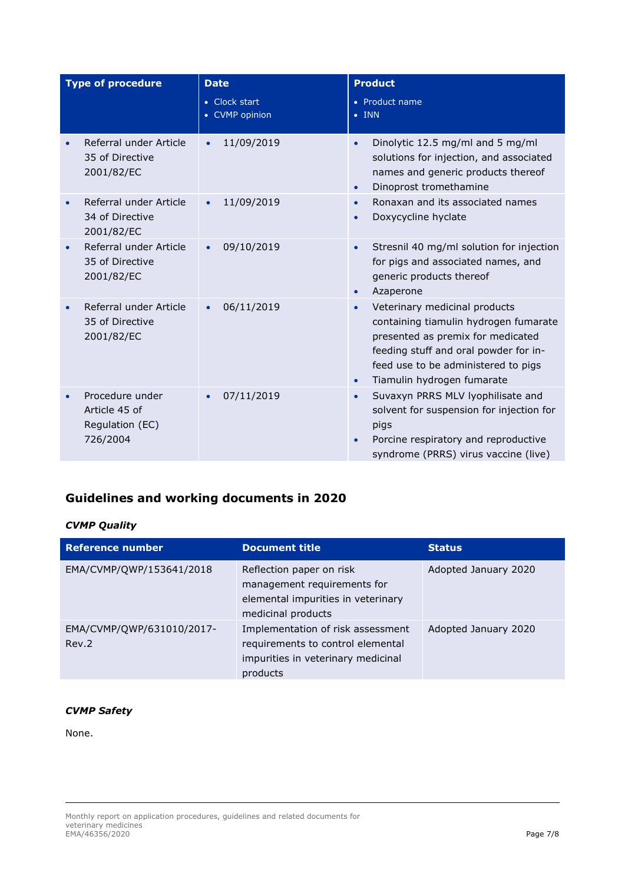| Type of procedure | Date<br>• Clock start<br>• CVMP opinion | Product<br>• Product name<br>• INN |
|---|---|---|
| • Referral under Article 35 of Directive 2001/82/EC | • 11/09/2019 | • Dinolytic 12.5 mg/ml and 5 mg/ml solutions for injection, and associated names and generic products thereof<br>• Dinoprost trometamine |
| • Referral under Article 34 of Directive 2001/82/EC | • 11/09/2019 | • Ronaxan and its associated names<br>• Doxycycline hyclate |
| • Referral under Article 35 of Directive 2001/82/EC | • 09/10/2019 | • Stresnil 40 mg/ml solution for injection for pigs and associated names, and generic products thereof<br>• Azaperone |
| • Referral under Article 35 of Directive 2001/82/EC | • 06/11/2019 | • Veterinary medicinal products containing tiamulin hydrogen fumarate presented as premix for medicated feeding stuff and oral powder for in-feed use to be administered to pigs<br>• Tiamulin hydrogen fumarate |
| • Procedure under Article 45 of Regulation (EC) 726/2004 | • 07/11/2019 | • Suvaxyn PRRS MLV lyophilisate and solvent for suspension for injection for pigs<br>• Porcine respiratory and reproductive syndrome (PRRS) virus vaccine (live) |

## Guidelines and working documents in 2020

### *CVMP Quality*

| Reference number | Document title | Status |
|---|---|---|
| EMA/CVMP/QWP/153641/2018 | Reflection paper on risk management requirements for elemental impurities in veterinary medicinal products | Adopted January 2020 |
| EMA/CVMP/QWP/631010/2017-Rev.2 | Implementation of risk assessment requirements to control elemental impurities in veterinary medicinal products | Adopted January 2020 |

### *CVMP Safety*

None.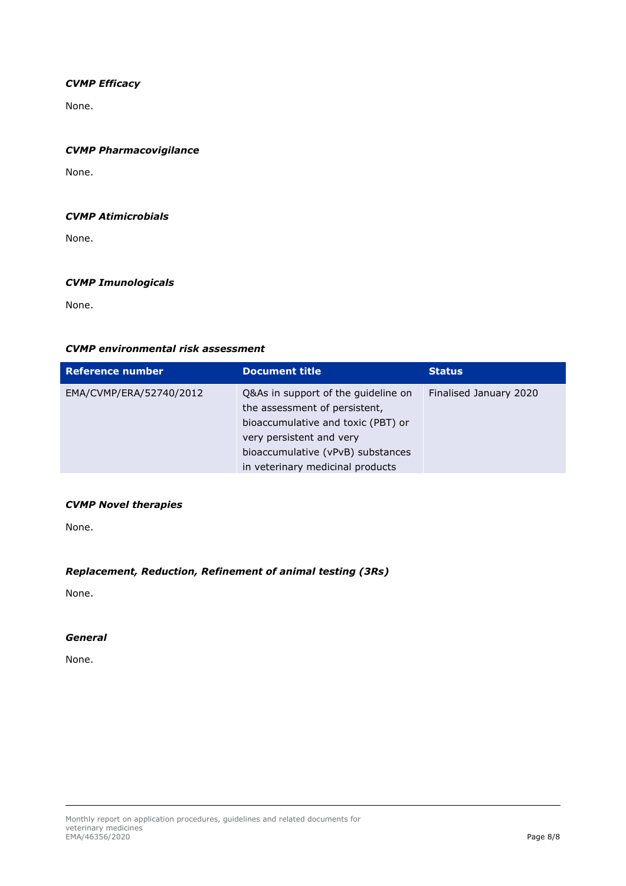*CVMP Efficacy*

None.

*CVMP Pharmacovigilance*

None.

*CVMP Atimicrobials*

None.

*CVMP Imunologicals*

None.

*CVMP environmental risk assessment*

| Reference number | Document title | Status |
|---|---|---|
| EMA/CVMP/ERA/52740/2012 | Q&As in support of the guideline on the assessment of persistent, bioaccumulative and toxic (PBT) or very persistent and very bioaccumulative (vPvB) substances in veterinary medicinal products | Finalised January 2020 |

*CVMP Novel therapies*

None.

*Replacement, Reduction, Refinement of animal testing (3Rs)*

None.

*General*

None.